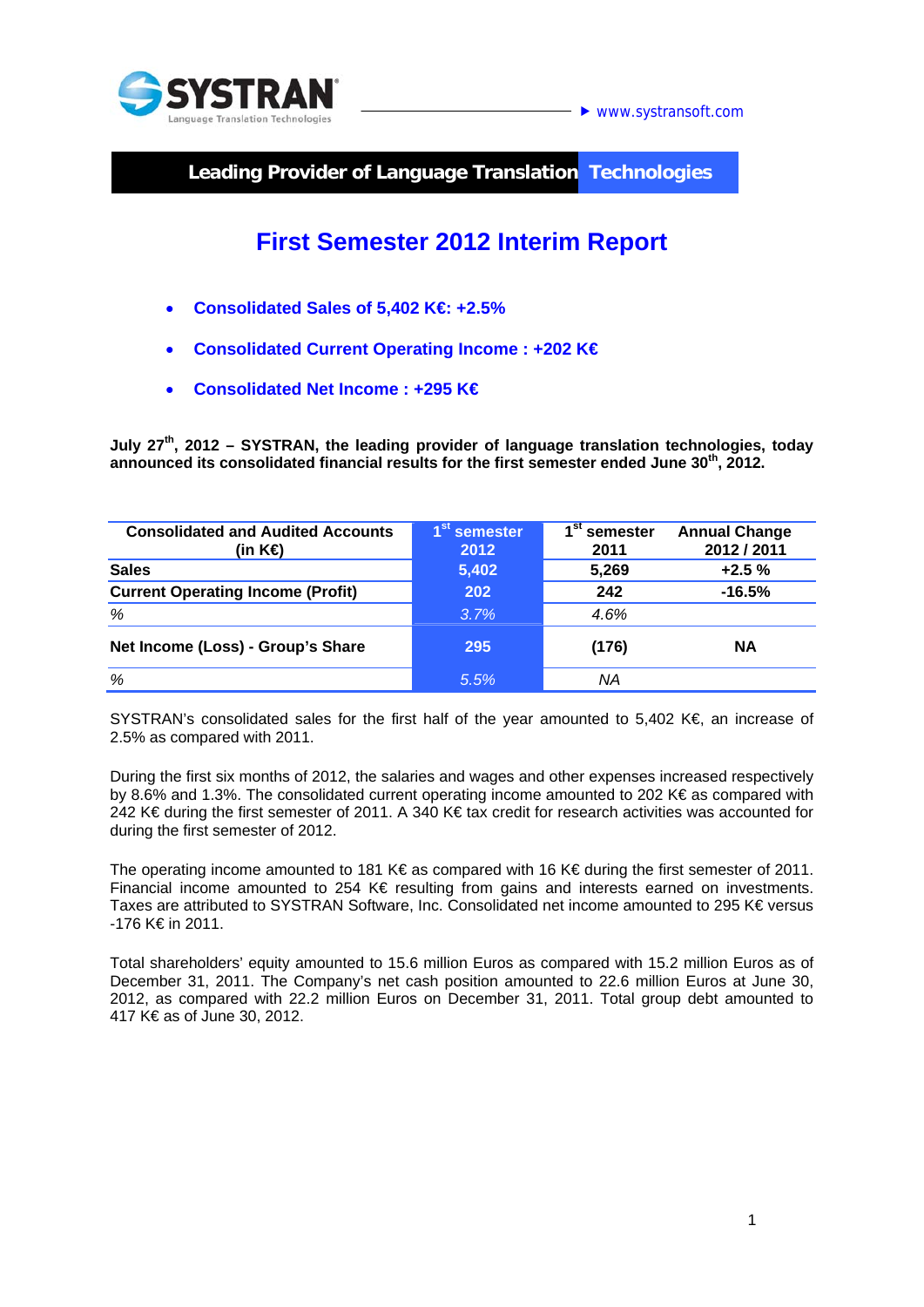SYSTRAN
Language Translation Technologies

www.systransoft.com

**Leading Provider of Language Translation Technologies**

# First Semester 2012 Interim Report

- **Consolidated Sales of 5,402 K€: +2.5%**
- **Consolidated Current Operating Income : +202 K€**
- **Consolidated Net Income : +295 K€**

**July 27th, 2012 – SYSTRAN, the leading provider of language translation technologies, today announced its consolidated financial results for the first semester ended June 30th, 2012.**

| Consolidated and Audited Accounts (in K€) | 1st semester 2012 | 1st semester 2011 | Annual Change 2012 / 2011 |
|---|---|---|---|
| **Sales** | **5,402** | **5,269** | **+2.5 %** |
| **Current Operating Income (Profit)** | **202** | **242** | **-16.5%** |
| *%* | *3.7%* | *4.6%* | |
| **Net Income (Loss) - Group's Share** | **295** | **(176)** | **NA** |
| *%* | *5.5%* | *NA* | |

SYSTRAN's consolidated sales for the first half of the year amounted to 5,402 K€, an increase of 2.5% as compared with 2011.

During the first six months of 2012, the salaries and wages and other expenses increased respectively by 8.6% and 1.3%. The consolidated current operating income amounted to 202 K€ as compared with 242 K€ during the first semester of 2011. A 340 K€ tax credit for research activities was accounted for during the first semester of 2012.

The operating income amounted to 181 K€ as compared with 16 K€ during the first semester of 2011. Financial income amounted to 254 K€ resulting from gains and interests earned on investments. Taxes are attributed to SYSTRAN Software, Inc. Consolidated net income amounted to 295 K€ versus -176 K€ in 2011.

Total shareholders' equity amounted to 15.6 million Euros as compared with 15.2 million Euros as of December 31, 2011. The Company's net cash position amounted to 22.6 million Euros at June 30, 2012, as compared with 22.2 million Euros on December 31, 2011. Total group debt amounted to 417 K€ as of June 30, 2012.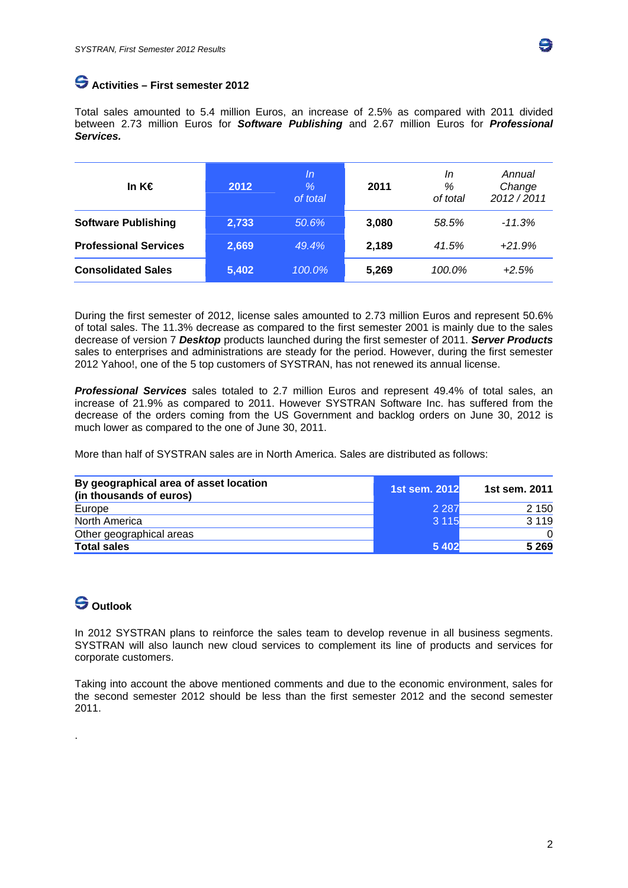## Activities – First semester 2012

Total sales amounted to 5.4 million Euros, an increase of 2.5% as compared with 2011 divided between 2.73 million Euros for ***Software Publishing*** and 2.67 million Euros for ***Professional Services.***

| In K€ | 2012 | *In % of total* | 2011 | *In % of total* | *Annual Change 2012 / 2011* |
|---|---|---|---|---|---|
| **Software Publishing** | **2,733** | *50.6%* | **3,080** | *58.5%* | *-11.3%* |
| **Professional Services** | **2,669** | *49.4%* | **2,189** | *41.5%* | *+21.9%* |
| **Consolidated Sales** | **5,402** | *100.0%* | **5,269** | *100.0%* | *+2.5%* |

During the first semester of 2012, license sales amounted to 2.73 million Euros and represent 50.6% of total sales. The 11.3% decrease as compared to the first semester 2001 is mainly due to the sales decrease of version 7 ***Desktop*** products launched during the first semester of 2011. ***Server Products*** sales to enterprises and administrations are steady for the period. However, during the first semester 2012 Yahoo!, one of the 5 top customers of SYSTRAN, has not renewed its annual license.

***Professional Services*** sales totaled to 2.7 million Euros and represent 49.4% of total sales, an increase of 21.9% as compared to 2011. However SYSTRAN Software Inc. has suffered from the decrease of the orders coming from the US Government and backlog orders on June 30, 2012 is much lower as compared to the one of June 30, 2011.

More than half of SYSTRAN sales are in North America. Sales are distributed as follows:

| By geographical area of asset location (in thousands of euros) | 1st sem. 2012 | 1st sem. 2011 |
|---|---|---|
| Europe | 2 287 | 2 150 |
| North America | 3 115 | 3 119 |
| Other geographical areas | | 0 |
| **Total sales** | **5 402** | **5 269** |

## Outlook

In 2012 SYSTRAN plans to reinforce the sales team to develop revenue in all business segments. SYSTRAN will also launch new cloud services to complement its line of products and services for corporate customers.

Taking into account the above mentioned comments and due to the economic environment, sales for the second semester 2012 should be less than the first semester 2012 and the second semester 2011.

.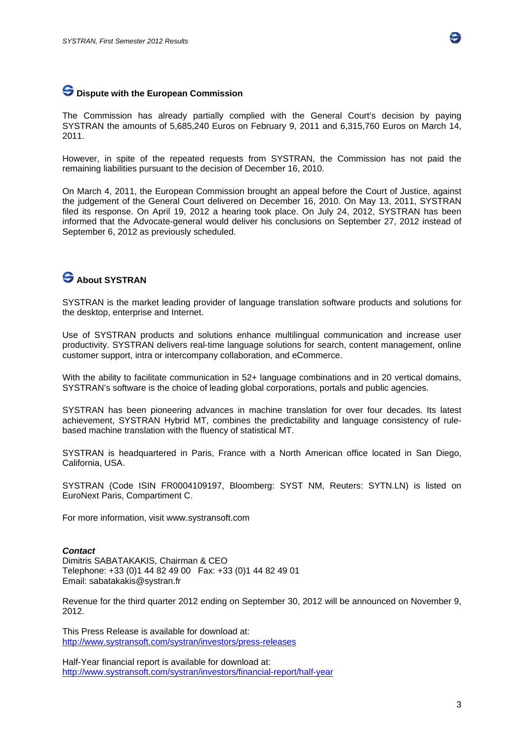## Dispute with the European Commission

The Commission has already partially complied with the General Court's decision by paying SYSTRAN the amounts of 5,685,240 Euros on February 9, 2011 and 6,315,760 Euros on March 14, 2011.

However, in spite of the repeated requests from SYSTRAN, the Commission has not paid the remaining liabilities pursuant to the decision of December 16, 2010.

On March 4, 2011, the European Commission brought an appeal before the Court of Justice, against the judgement of the General Court delivered on December 16, 2010. On May 13, 2011, SYSTRAN filed its response. On April 19, 2012 a hearing took place. On July 24, 2012, SYSTRAN has been informed that the Advocate-general would deliver his conclusions on September 27, 2012 instead of September 6, 2012 as previously scheduled.

## About SYSTRAN

SYSTRAN is the market leading provider of language translation software products and solutions for the desktop, enterprise and Internet.

Use of SYSTRAN products and solutions enhance multilingual communication and increase user productivity. SYSTRAN delivers real-time language solutions for search, content management, online customer support, intra or intercompany collaboration, and eCommerce.

With the ability to facilitate communication in 52+ language combinations and in 20 vertical domains, SYSTRAN's software is the choice of leading global corporations, portals and public agencies.

SYSTRAN has been pioneering advances in machine translation for over four decades. Its latest achievement, SYSTRAN Hybrid MT, combines the predictability and language consistency of rule-based machine translation with the fluency of statistical MT.

SYSTRAN is headquartered in Paris, France with a North American office located in San Diego, California, USA.

SYSTRAN (Code ISIN FR0004109197, Bloomberg: SYST NM, Reuters: SYTN.LN) is listed on EuroNext Paris, Compartiment C.

For more information, visit www.systransoft.com

***Contact***
Dimitris SABATAKAKIS, Chairman & CEO
Telephone: +33 (0)1 44 82 49 00 Fax: +33 (0)1 44 82 49 01
Email: sabatakakis@systran.fr

Revenue for the third quarter 2012 ending on September 30, 2012 will be announced on November 9, 2012.

This Press Release is available for download at:
http://www.systransoft.com/systran/investors/press-releases

Half-Year financial report is available for download at:
http://www.systransoft.com/systran/investors/financial-report/half-year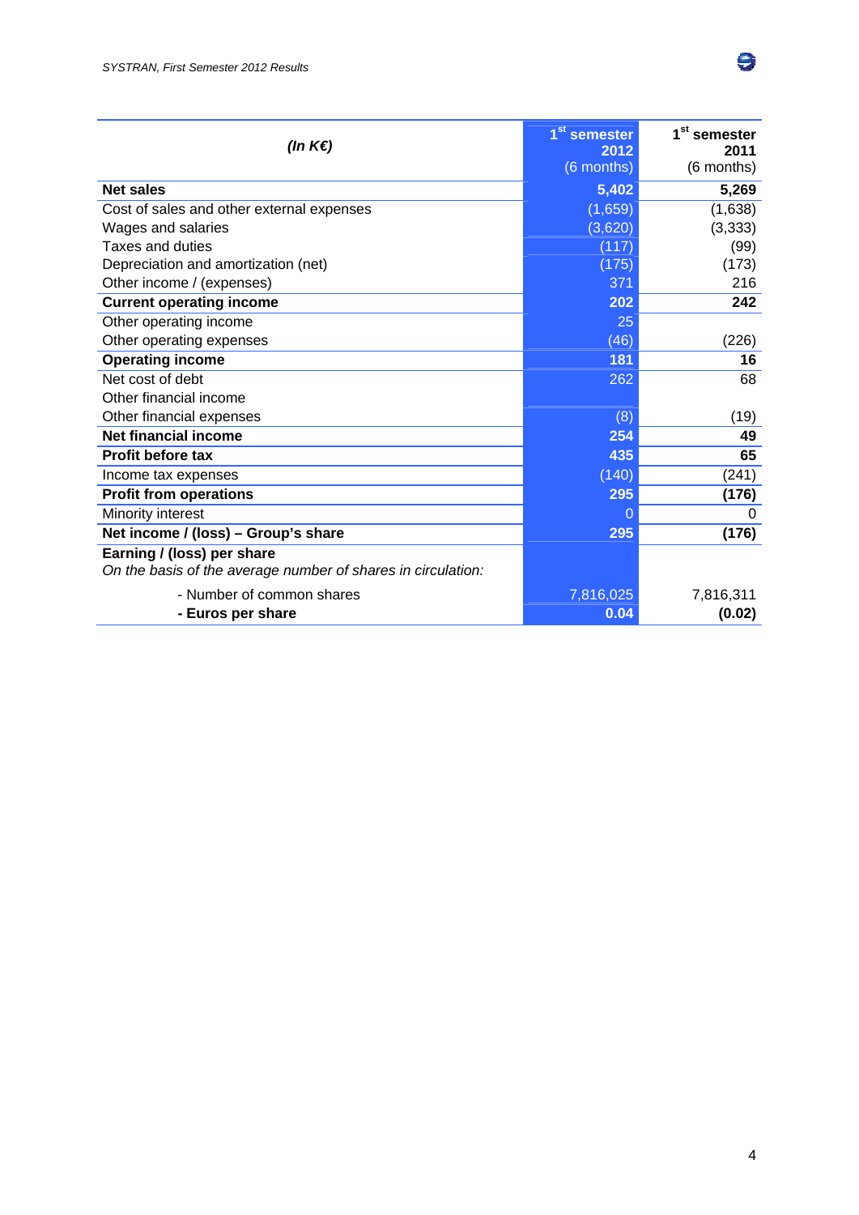| *(In K€)* | **1st semester 2012** (6 months) | **1st semester 2011** (6 months) |
|---|---|---|
| **Net sales** | **5,402** | **5,269** |
| Cost of sales and other external expenses | (1,659) | (1,638) |
| Wages and salaries | (3,620) | (3,333) |
| Taxes and duties | (117) | (99) |
| Depreciation and amortization (net) | (175) | (173) |
| Other income / (expenses) | 371 | 216 |
| **Current operating income** | **202** | **242** |
| Other operating income | 25 | |
| Other operating expenses | (46) | (226) |
| **Operating income** | **181** | **16** |
| Net cost of debt | 262 | 68 |
| Other financial income | | |
| Other financial expenses | (8) | (19) |
| **Net financial income** | **254** | **49** |
| **Profit before tax** | **435** | **65** |
| Income tax expenses | (140) | (241) |
| **Profit from operations** | **295** | **(176)** |
| Minority interest | 0 | 0 |
| **Net income / (loss) – Group's share** | **295** | **(176)** |
| **Earning / (loss) per share** *On the basis of the average number of shares in circulation:* | | |
| - Number of common shares | 7,816,025 | 7,816,311 |
| **- Euros per share** | **0.04** | **(0.02)** |